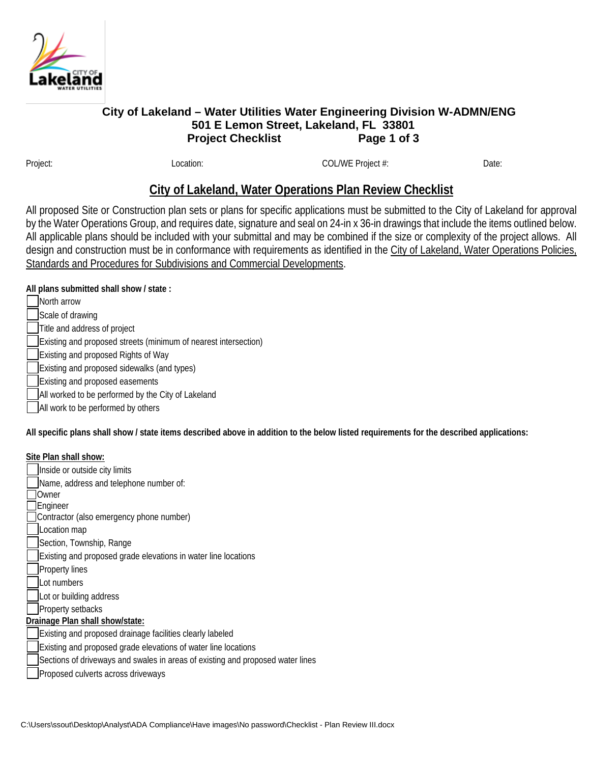# City of Lakeland – Water Utilities Water Engineering Division W-ADMN/ENG

**501 E Lemon Street, Lakeland, FL 33801**

**Project Checklist**

Project: Location: COL/WE Project #: Date:

## City of Lakeland, Water Operations Plan Review Checklist

All proposed Site or Construction plan sets or plans for specific applications must be submitted to the City of Lakeland for approval by the Water Operations Group, and requires date, signature and seal on 24-in x 36-in drawings that include the items outlined below. All applicable plans should be included with your submittal and may be combined if the size or complexity of the project allows. All design and construction must be in conformance with requirements as identified in the City of Lakeland, Water Operations Policies, Standards and Procedures for Subdivisions and Commercial Developments.

**All plans submitted shall show / state :**

- [ ] North arrow
- [ ] Scale of drawing
- [ ] Title and address of project
- [ ] Existing and proposed streets (minimum of nearest intersection)
- [ ] Existing and proposed Rights of Way
- [ ] Existing and proposed sidewalks (and types)
- [ ] Existing and proposed easements
- [ ] All worked to be performed by the City of Lakeland
- [ ] All work to be performed by others

**All specific plans shall show / state items described above in addition to the below listed requirements for the described applications:**

**Site Plan shall show:**

- [ ] Inside or outside city limits
- [ ] Name, address and telephone number of:
- [ ] Owner
- [ ] Engineer
- [ ] Contractor (also emergency phone number)
- [ ] Location map
- [ ] Section, Township, Range
- [ ] Existing and proposed grade elevations in water line locations
- [ ] Property lines
- [ ] Lot numbers
- [ ] Lot or building address
- [ ] Property setbacks

**Drainage Plan shall show/state:**

- [ ] Existing and proposed drainage facilities clearly labeled
- [ ] Existing and proposed grade elevations of water line locations
- [ ] Sections of driveways and swales in areas of existing and proposed water lines
- [ ] Proposed culverts across driveways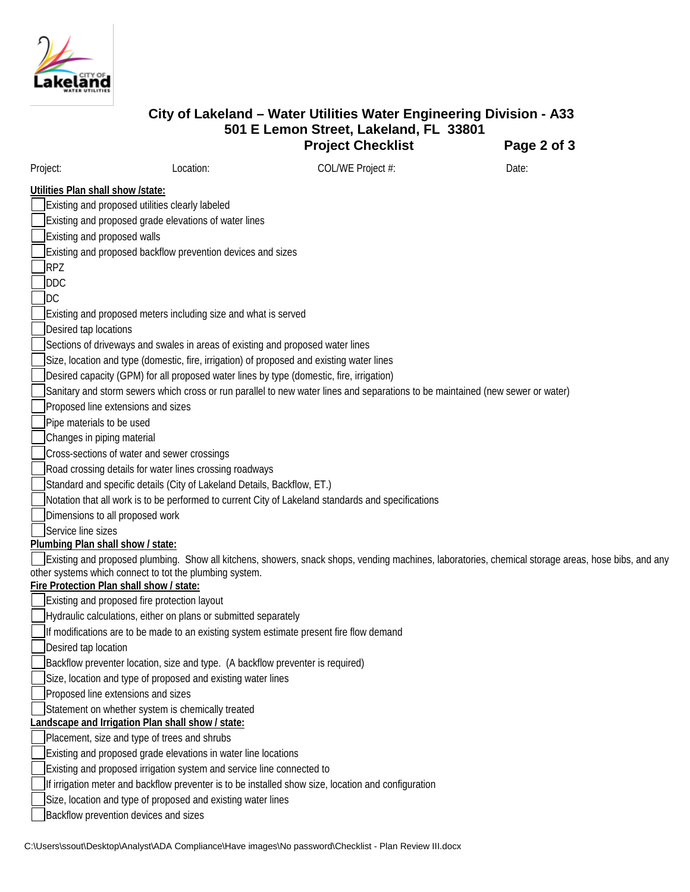# City of Lakeland – Water Utilities Water Engineering Division - A33

## 501 E Lemon Street, Lakeland, FL 33801

## Project Checklist

Project: Location: COL/WE Project #: Date:

**Utilities Plan shall show /state:**

- [ ] Existing and proposed utilities clearly labeled
- [ ] Existing and proposed grade elevations of water lines
- [ ] Existing and proposed walls
- [ ] Existing and proposed backflow prevention devices and sizes
- [ ] RPZ
- [ ] DDC
- [ ] DC
- [ ] Existing and proposed meters including size and what is served
- [ ] Desired tap locations
- [ ] Sections of driveways and swales in areas of existing and proposed water lines
- [ ] Size, location and type (domestic, fire, irrigation) of proposed and existing water lines
- [ ] Desired capacity (GPM) for all proposed water lines by type (domestic, fire, irrigation)
- [ ] Sanitary and storm sewers which cross or run parallel to new water lines and separations to be maintained (new sewer or water)
- [ ] Proposed line extensions and sizes
- [ ] Pipe materials to be used
- [ ] Changes in piping material
- [ ] Cross-sections of water and sewer crossings
- [ ] Road crossing details for water lines crossing roadways
- [ ] Standard and specific details (City of Lakeland Details, Backflow, ET.)
- [ ] Notation that all work is to be performed to current City of Lakeland standards and specifications
- [ ] Dimensions to all proposed work
- [ ] Service line sizes

**Plumbing Plan shall show / state:**

- [ ] Existing and proposed plumbing. Show all kitchens, showers, snack shops, vending machines, laboratories, chemical storage areas, hose bibs, and any other systems which connect to tot the plumbing system.

**Fire Protection Plan shall show / state:**

- [ ] Existing and proposed fire protection layout
- [ ] Hydraulic calculations, either on plans or submitted separately
- [ ] If modifications are to be made to an existing system estimate present fire flow demand
- [ ] Desired tap location
- [ ] Backflow preventer location, size and type. (A backflow preventer is required)
- [ ] Size, location and type of proposed and existing water lines
- [ ] Proposed line extensions and sizes
- [ ] Statement on whether system is chemically treated

**Landscape and Irrigation Plan shall show / state:**

- [ ] Placement, size and type of trees and shrubs
- [ ] Existing and proposed grade elevations in water line locations
- [ ] Existing and proposed irrigation system and service line connected to
- [ ] If irrigation meter and backflow preventer is to be installed show size, location and configuration
- [ ] Size, location and type of proposed and existing water lines
- [ ] Backflow prevention devices and sizes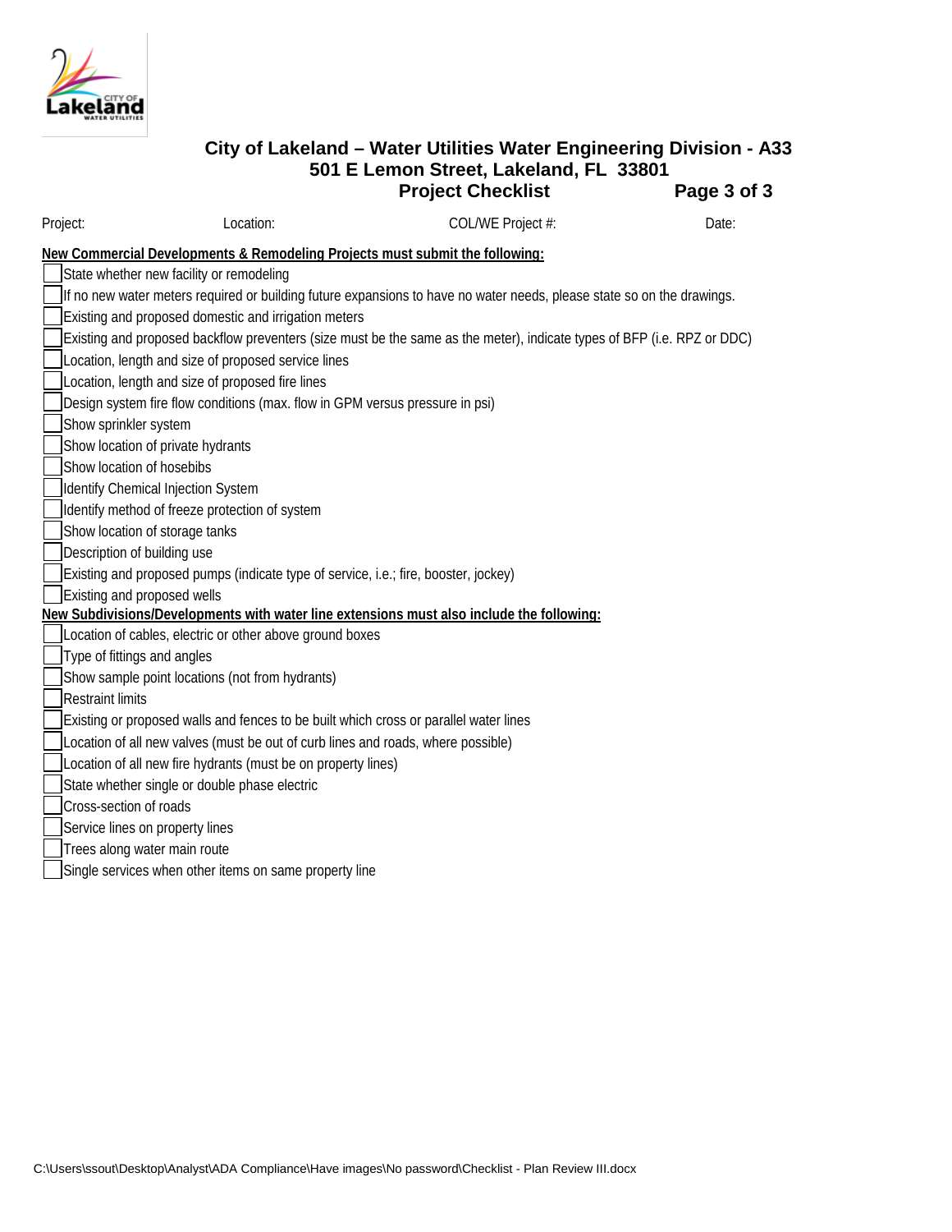## City of Lakeland – Water Utilities Water Engineering Division - A33
## 501 E Lemon Street, Lakeland, FL 33801
## Project Checklist

Project: Location: COL/WE Project #: Date:

**New Commercial Developments & Remodeling Projects must submit the following:**

- [ ] State whether new facility or remodeling
- [ ] If no new water meters required or building future expansions to have no water needs, please state so on the drawings.
- [ ] Existing and proposed domestic and irrigation meters
- [ ] Existing and proposed backflow preventers (size must be the same as the meter), indicate types of BFP (i.e. RPZ or DDC)
- [ ] Location, length and size of proposed service lines
- [ ] Location, length and size of proposed fire lines
- [ ] Design system fire flow conditions (max. flow in GPM versus pressure in psi)
- [ ] Show sprinkler system
- [ ] Show location of private hydrants
- [ ] Show location of hosebibs
- [ ] Identify Chemical Injection System
- [ ] Identify method of freeze protection of system
- [ ] Show location of storage tanks
- [ ] Description of building use
- [ ] Existing and proposed pumps (indicate type of service, i.e.; fire, booster, jockey)
- [ ] Existing and proposed wells

**New Subdivisions/Developments with water line extensions must also include the following:**

- [ ] Location of cables, electric or other above ground boxes
- [ ] Type of fittings and angles
- [ ] Show sample point locations (not from hydrants)
- [ ] Restraint limits
- [ ] Existing or proposed walls and fences to be built which cross or parallel water lines
- [ ] Location of all new valves (must be out of curb lines and roads, where possible)
- [ ] Location of all new fire hydrants (must be on property lines)
- [ ] State whether single or double phase electric
- [ ] Cross-section of roads
- [ ] Service lines on property lines
- [ ] Trees along water main route
- [ ] Single services when other items on same property line